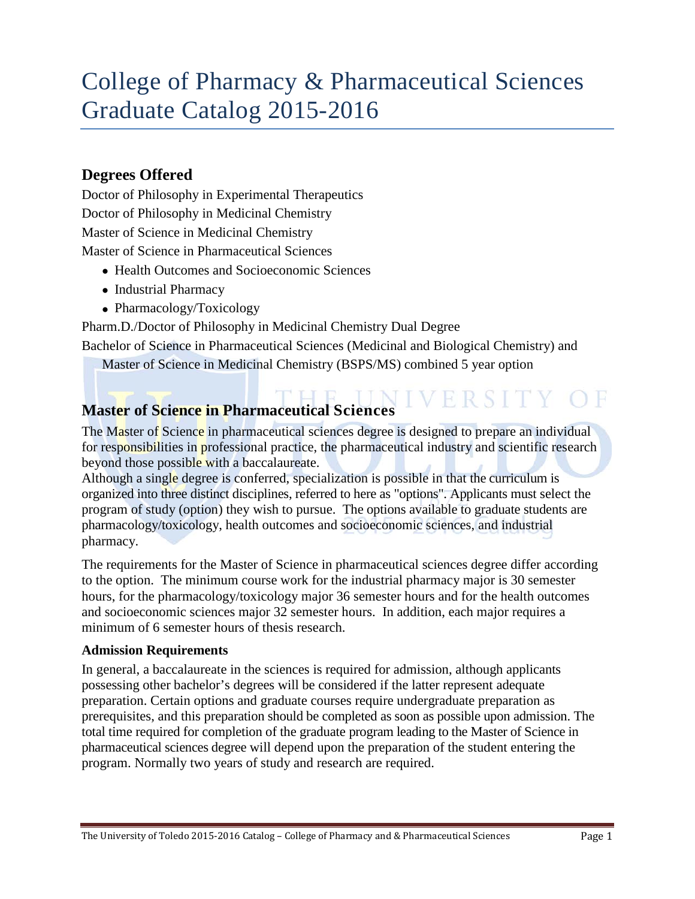# College of Pharmacy & Pharmaceutical Sciences Graduate Catalog 2015-2016

## Degrees Offered

Doctor of Philosophy in Experimental Therapeutics

Doctor of Philosophy in Medicinal Chemistry

Master of Science in Medicinal Chemistry

Master of Science in Pharmaceutical Sciences

- Health Outcomes and Socioeconomic Sciences
- Industrial Pharmacy
- Pharmacology/Toxicology

Pharm.D./Doctor of Philosophy in Medicinal Chemistry Dual Degree

Bachelor of Science in Pharmaceutical Sciences (Medicinal and Biological Chemistry) and Master of Science in Medicinal Chemistry (BSPS/MS) combined 5 year option

## Master of Science in Pharmaceutical Sciences

The Master of Science in pharmaceutical sciences degree is designed to prepare an individual for responsibilities in professional practice, the pharmaceutical industry and scientific research beyond those possible with a baccalaureate.

Although a single degree is conferred, specialization is possible in that the curriculum is organized into three distinct disciplines, referred to here as "options". Applicants must select the program of study (option) they wish to pursue. The options available to graduate students are pharmacology/toxicology, health outcomes and socioeconomic sciences, and industrial pharmacy.

The requirements for the Master of Science in pharmaceutical sciences degree differ according to the option. The minimum course work for the industrial pharmacy major is 30 semester hours, for the pharmacology/toxicology major 36 semester hours and for the health outcomes and socioeconomic sciences major 32 semester hours. In addition, each major requires a minimum of 6 semester hours of thesis research.

### Admission Requirements

In general, a baccalaureate in the sciences is required for admission, although applicants possessing other bachelor's degrees will be considered if the latter represent adequate preparation. Certain options and graduate courses require undergraduate preparation as prerequisites, and this preparation should be completed as soon as possible upon admission. The total time required for completion of the graduate program leading to the Master of Science in pharmaceutical sciences degree will depend upon the preparation of the student entering the program. Normally two years of study and research are required.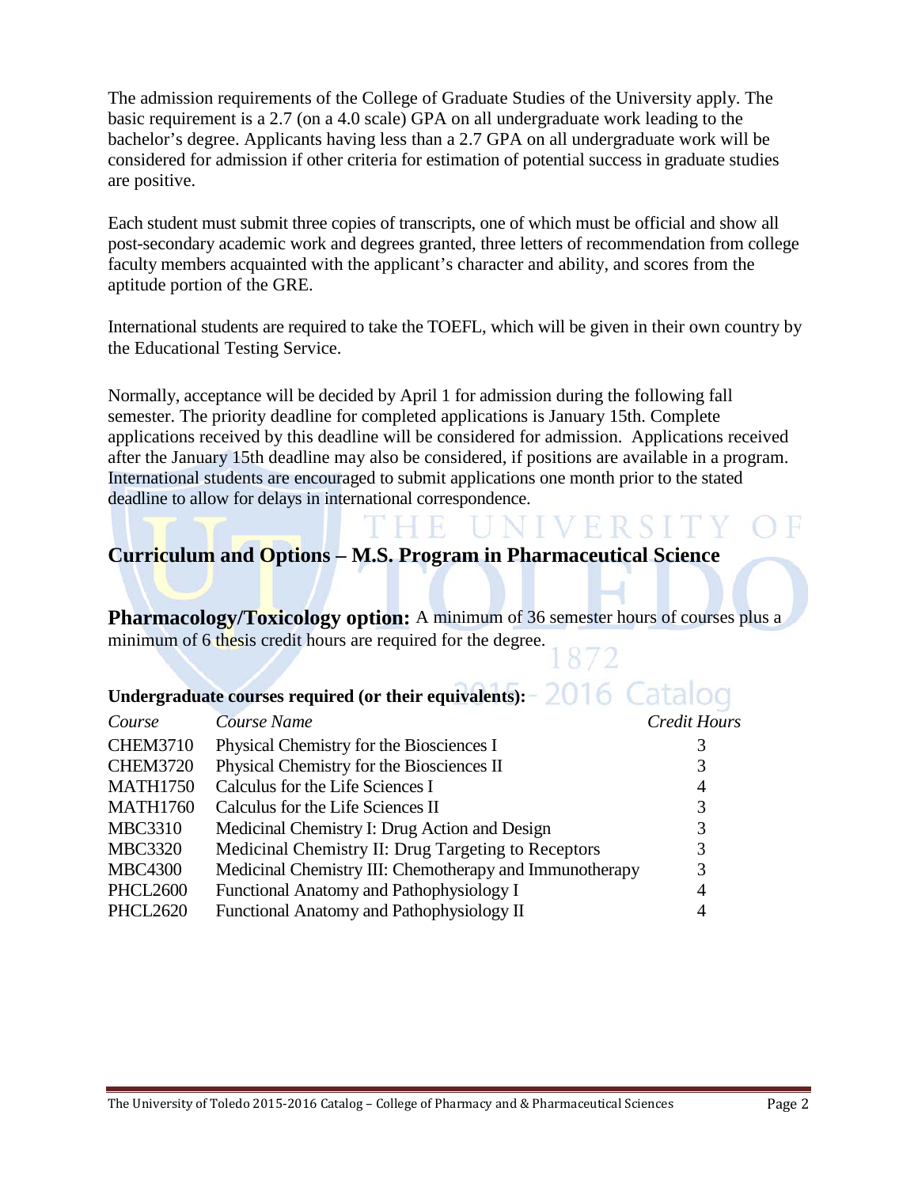The admission requirements of the College of Graduate Studies of the University apply. The basic requirement is a 2.7 (on a 4.0 scale) GPA on all undergraduate work leading to the bachelor's degree. Applicants having less than a 2.7 GPA on all undergraduate work will be considered for admission if other criteria for estimation of potential success in graduate studies are positive.

Each student must submit three copies of transcripts, one of which must be official and show all post-secondary academic work and degrees granted, three letters of recommendation from college faculty members acquainted with the applicant's character and ability, and scores from the aptitude portion of the GRE.

International students are required to take the TOEFL, which will be given in their own country by the Educational Testing Service.

Normally, acceptance will be decided by April 1 for admission during the following fall semester. The priority deadline for completed applications is January 15th. Complete applications received by this deadline will be considered for admission. Applications received after the January 15th deadline may also be considered, if positions are available in a program. International students are encouraged to submit applications one month prior to the stated deadline to allow for delays in international correspondence.

## Curriculum and Options – M.S. Program in Pharmaceutical Science

**Pharmacology/Toxicology option:** A minimum of 36 semester hours of courses plus a minimum of 6 thesis credit hours are required for the degree.

**Undergraduate courses required (or their equivalents):**

| *Course* | *Course Name* | *Credit Hours* |
|---|---|---|
| CHEM3710 | Physical Chemistry for the Biosciences I | 3 |
| CHEM3720 | Physical Chemistry for the Biosciences II | 3 |
| MATH1750 | Calculus for the Life Sciences I | 4 |
| MATH1760 | Calculus for the Life Sciences II | 3 |
| MBC3310 | Medicinal Chemistry I: Drug Action and Design | 3 |
| MBC3320 | Medicinal Chemistry II: Drug Targeting to Receptors | 3 |
| MBC4300 | Medicinal Chemistry III: Chemotherapy and Immunotherapy | 3 |
| PHCL2600 | Functional Anatomy and Pathophysiology I | 4 |
| PHCL2620 | Functional Anatomy and Pathophysiology II | 4 |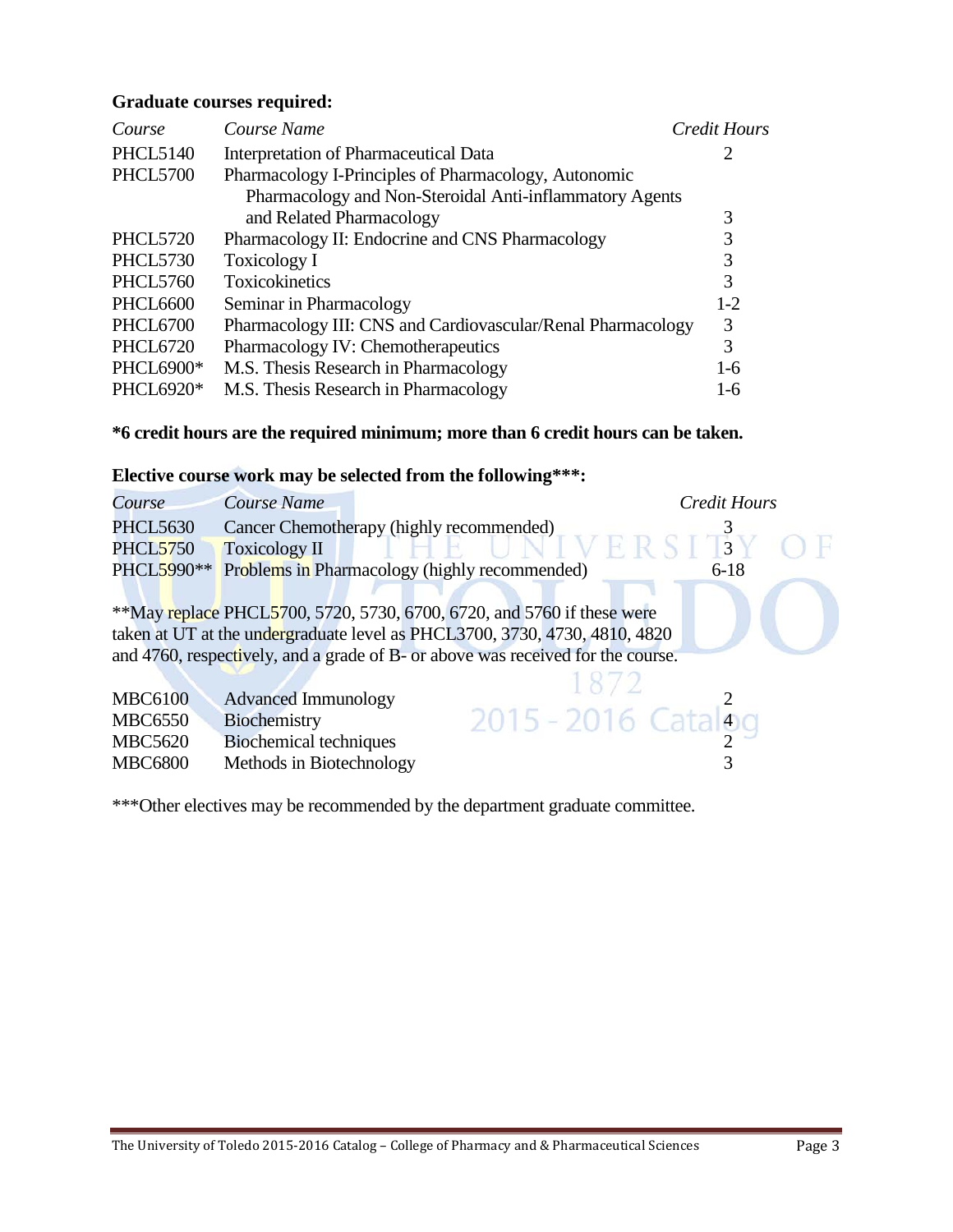**Graduate courses required:**

| Course | Course Name | Credit Hours |
|---|---|---|
| PHCL5140 | Interpretation of Pharmaceutical Data | 2 |
| PHCL5700 | Pharmacology I-Principles of Pharmacology, Autonomic Pharmacology and Non-Steroidal Anti-inflammatory Agents and Related Pharmacology | 3 |
| PHCL5720 | Pharmacology II: Endocrine and CNS Pharmacology | 3 |
| PHCL5730 | Toxicology I | 3 |
| PHCL5760 | Toxicokinetics | 3 |
| PHCL6600 | Seminar in Pharmacology | 1-2 |
| PHCL6700 | Pharmacology III: CNS and Cardiovascular/Renal Pharmacology | 3 |
| PHCL6720 | Pharmacology IV: Chemotherapeutics | 3 |
| PHCL6900* | M.S. Thesis Research in Pharmacology | 1-6 |
| PHCL6920* | M.S. Thesis Research in Pharmacology | 1-6 |

**\*6 credit hours are the required minimum; more than 6 credit hours can be taken.**

**Elective course work may be selected from the following\*\*\*:**

| Course | Course Name | Credit Hours |
|---|---|---|
| PHCL5630 | Cancer Chemotherapy (highly recommended) | 3 |
| PHCL5750 | Toxicology II | 3 |
| PHCL5990** | Problems in Pharmacology (highly recommended) | 6-18 |

**May replace PHCL5700, 5720, 5730, 6700, 6720, and 5760 if these were taken at UT at the undergraduate level as PHCL3700, 3730, 4730, 4810, 4820 and 4760, respectively, and a grade of B- or above was received for the course.

| Course | Course Name | Credit Hours |
|---|---|---|
| MBC6100 | Advanced Immunology | 2 |
| MBC6550 | Biochemistry | 4 |
| MBC5620 | Biochemical techniques | 2 |
| MBC6800 | Methods in Biotechnology | 3 |

***Other electives may be recommended by the department graduate committee.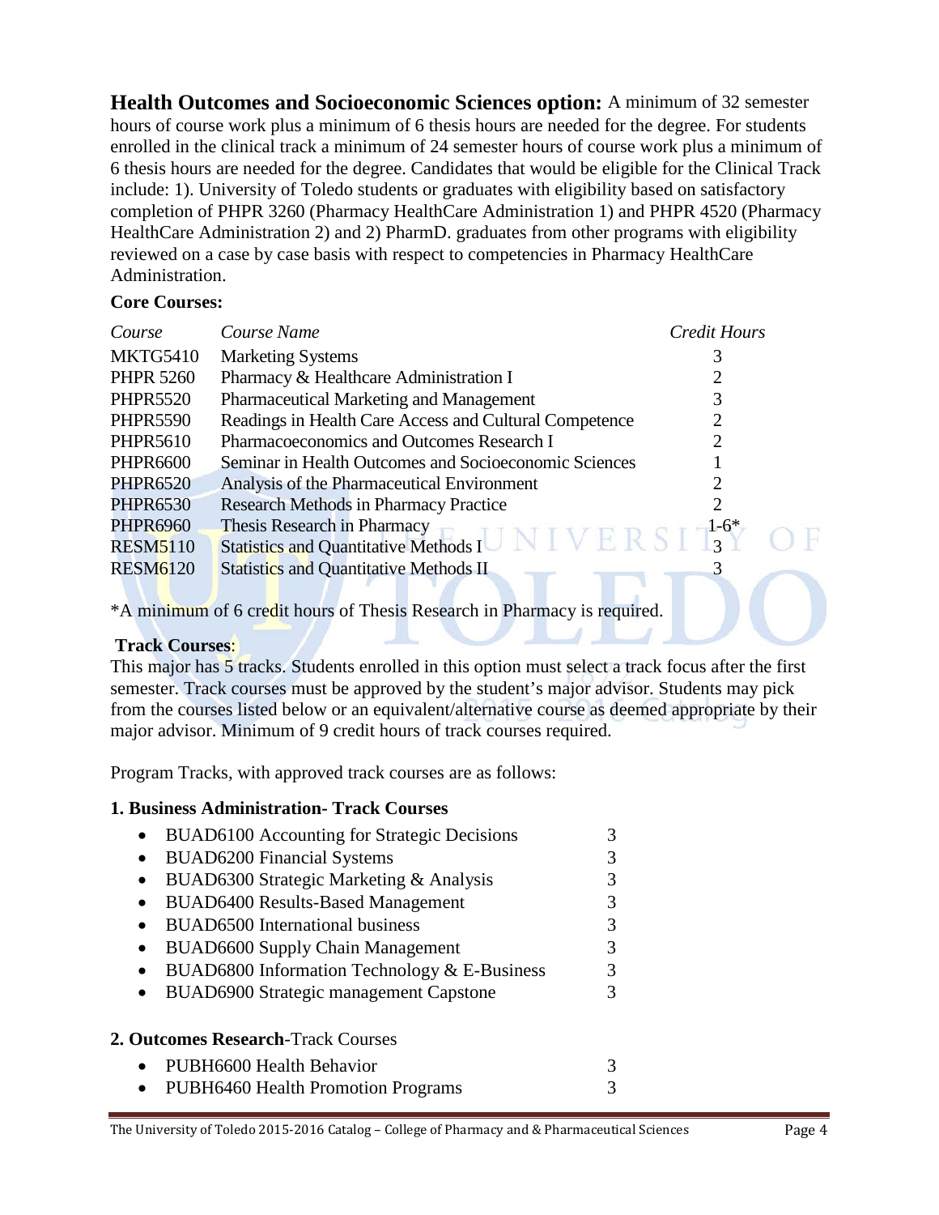**Health Outcomes and Socioeconomic Sciences option:** A minimum of 32 semester hours of course work plus a minimum of 6 thesis hours are needed for the degree. For students enrolled in the clinical track a minimum of 24 semester hours of course work plus a minimum of 6 thesis hours are needed for the degree. Candidates that would be eligible for the Clinical Track include: 1). University of Toledo students or graduates with eligibility based on satisfactory completion of PHPR 3260 (Pharmacy HealthCare Administration 1) and PHPR 4520 (Pharmacy HealthCare Administration 2) and 2) PharmD. graduates from other programs with eligibility reviewed on a case by case basis with respect to competencies in Pharmacy HealthCare Administration.

**Core Courses:**

| *Course* | *Course Name* | *Credit Hours* |
|---|---|---|
| MKTG5410 | Marketing Systems | 3 |
| PHPR 5260 | Pharmacy & Healthcare Administration I | 2 |
| PHPR5520 | Pharmaceutical Marketing and Management | 3 |
| PHPR5590 | Readings in Health Care Access and Cultural Competence | 2 |
| PHPR5610 | Pharmacoeconomics and Outcomes Research I | 2 |
| PHPR6600 | Seminar in Health Outcomes and Socioeconomic Sciences | 1 |
| PHPR6520 | Analysis of the Pharmaceutical Environment | 2 |
| PHPR6530 | Research Methods in Pharmacy Practice | 2 |
| PHPR6960 | Thesis Research in Pharmacy | 1-6* |
| RESM5110 | Statistics and Quantitative Methods I | 3 |
| RESM6120 | Statistics and Quantitative Methods II | 3 |

*A minimum of 6 credit hours of Thesis Research in Pharmacy is required.

**Track Courses**:

This major has 5 tracks. Students enrolled in this option must select a track focus after the first semester. Track courses must be approved by the student's major advisor. Students may pick from the courses listed below or an equivalent/alternative course as deemed appropriate by their major advisor. Minimum of 9 credit hours of track courses required.

Program Tracks, with approved track courses are as follows:

**1. Business Administration- Track Courses**

- BUAD6100 Accounting for Strategic Decisions 3
- BUAD6200 Financial Systems 3
- BUAD6300 Strategic Marketing & Analysis 3
- BUAD6400 Results-Based Management 3
- BUAD6500 International business 3
- BUAD6600 Supply Chain Management 3
- BUAD6800 Information Technology & E-Business 3
- BUAD6900 Strategic management Capstone 3

**2. Outcomes Research**-Track Courses

- PUBH6600 Health Behavior 3
- PUBH6460 Health Promotion Programs 3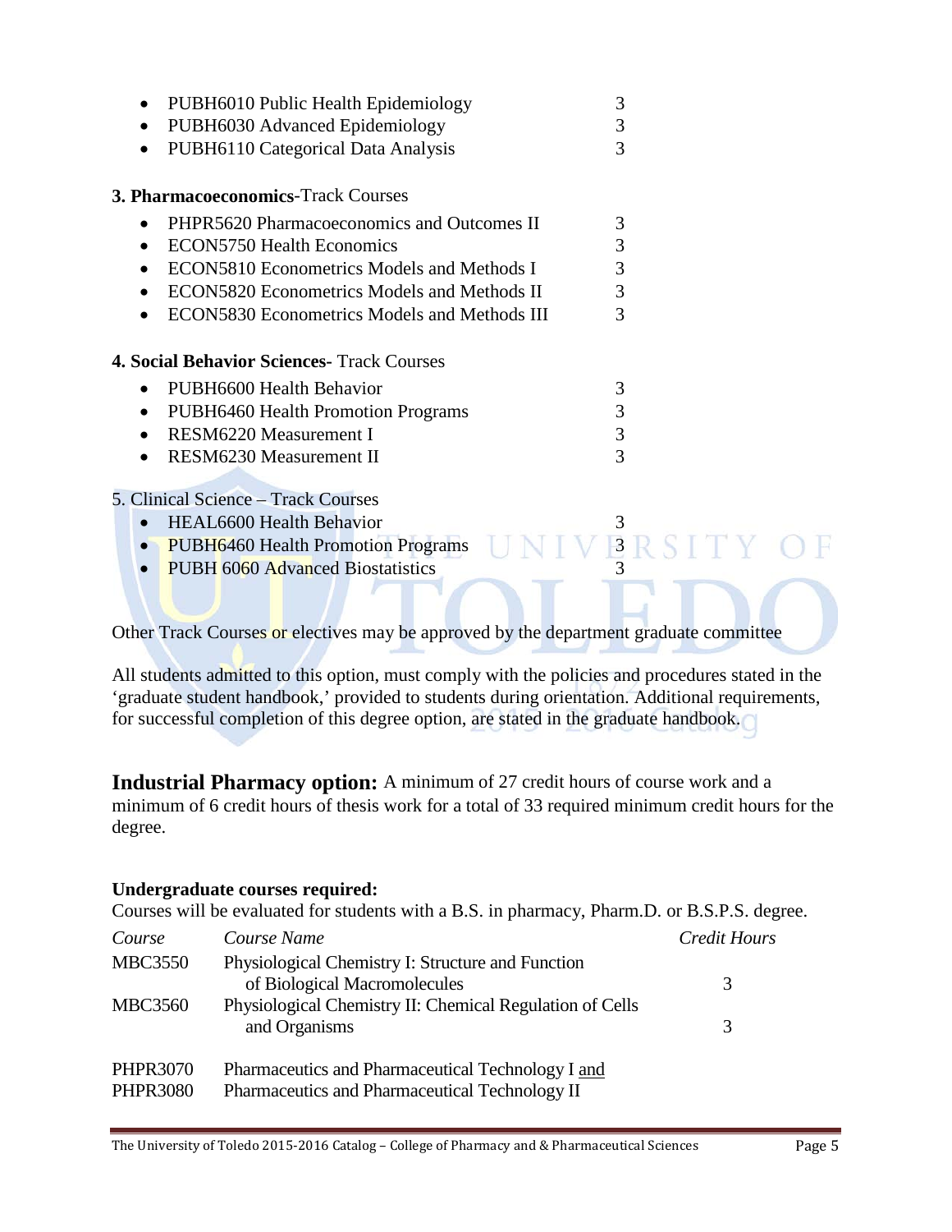- PUBH6010 Public Health Epidemiology 3
- PUBH6030 Advanced Epidemiology 3
- PUBH6110 Categorical Data Analysis 3

**3. Pharmacoeconomics**-Track Courses

- PHPR5620 Pharmacoeconomics and Outcomes II 3
- ECON5750 Health Economics 3
- ECON5810 Econometrics Models and Methods I 3
- ECON5820 Econometrics Models and Methods II 3
- ECON5830 Econometrics Models and Methods III 3

**4. Social Behavior Sciences-** Track Courses

- PUBH6600 Health Behavior 3
- PUBH6460 Health Promotion Programs 3
- RESM6220 Measurement I 3
- RESM6230 Measurement II 3

5. Clinical Science – Track Courses

- HEAL6600 Health Behavior 3
- PUBH6460 Health Promotion Programs 3
- PUBH 6060 Advanced Biostatistics 3

Other Track Courses or electives may be approved by the department graduate committee

All students admitted to this option, must comply with the policies and procedures stated in the 'graduate student handbook,' provided to students during orientation. Additional requirements, for successful completion of this degree option, are stated in the graduate handbook.

**Industrial Pharmacy option:** A minimum of 27 credit hours of course work and a minimum of 6 credit hours of thesis work for a total of 33 required minimum credit hours for the degree.

**Undergraduate courses required:**

Courses will be evaluated for students with a B.S. in pharmacy, Pharm.D. or B.S.P.S. degree.

| *Course* | *Course Name* | *Credit Hours* |
|---|---|---|
| MBC3550 | Physiological Chemistry I: Structure and Function of Biological Macromolecules | 3 |
| MBC3560 | Physiological Chemistry II: Chemical Regulation of Cells and Organisms | 3 |
| PHPR3070 | Pharmaceutics and Pharmaceutical Technology I and | |
| PHPR3080 | Pharmaceutics and Pharmaceutical Technology II | |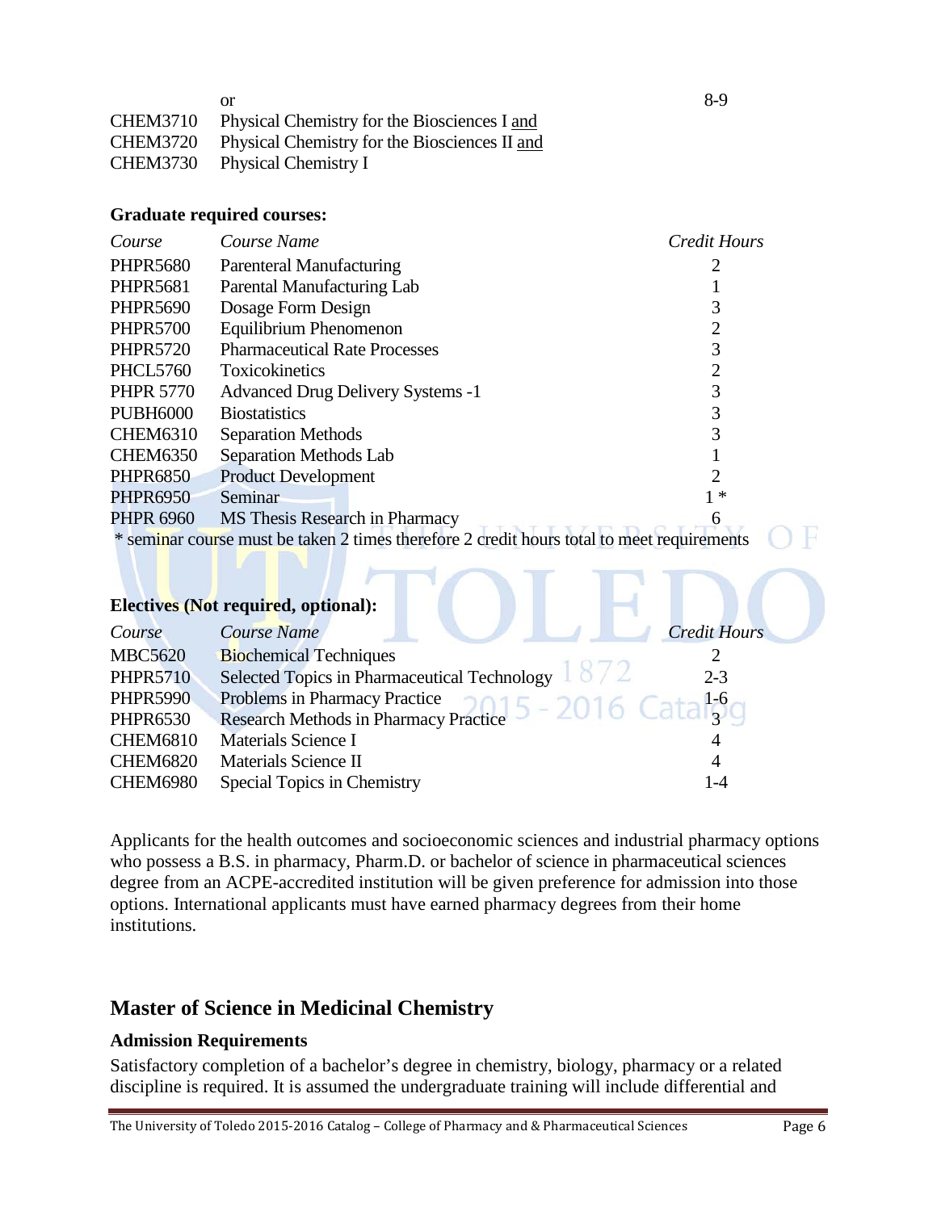| | or | 8-9 |
|---|---|---|
| CHEM3710 | Physical Chemistry for the Biosciences I and | |
| CHEM3720 | Physical Chemistry for the Biosciences II and | |
| CHEM3730 | Physical Chemistry I | |

**Graduate required courses:**

| *Course* | *Course Name* | *Credit Hours* |
|---|---|---|
| PHPR5680 | Parenteral Manufacturing | 2 |
| PHPR5681 | Parental Manufacturing Lab | 1 |
| PHPR5690 | Dosage Form Design | 3 |
| PHPR5700 | Equilibrium Phenomenon | 2 |
| PHPR5720 | Pharmaceutical Rate Processes | 3 |
| PHCL5760 | Toxicokinetics | 2 |
| PHPR 5770 | Advanced Drug Delivery Systems -1 | 3 |
| PUBH6000 | Biostatistics | 3 |
| CHEM6310 | Separation Methods | 3 |
| CHEM6350 | Separation Methods Lab | 1 |
| PHPR6850 | Product Development | 2 |
| PHPR6950 | Seminar | 1 * |
| PHPR 6960 | MS Thesis Research in Pharmacy | 6 |

\* seminar course must be taken 2 times therefore 2 credit hours total to meet requirements

**Electives (Not required, optional):**

| *Course* | *Course Name* | *Credit Hours* |
|---|---|---|
| MBC5620 | Biochemical Techniques | 2 |
| PHPR5710 | Selected Topics in Pharmaceutical Technology | 2-3 |
| PHPR5990 | Problems in Pharmacy Practice | 1-6 |
| PHPR6530 | Research Methods in Pharmacy Practice | 3 |
| CHEM6810 | Materials Science I | 4 |
| CHEM6820 | Materials Science II | 4 |
| CHEM6980 | Special Topics in Chemistry | 1-4 |

Applicants for the health outcomes and socioeconomic sciences and industrial pharmacy options who possess a B.S. in pharmacy, Pharm.D. or bachelor of science in pharmaceutical sciences degree from an ACPE-accredited institution will be given preference for admission into those options. International applicants must have earned pharmacy degrees from their home institutions.

## Master of Science in Medicinal Chemistry

### Admission Requirements

Satisfactory completion of a bachelor's degree in chemistry, biology, pharmacy or a related discipline is required. It is assumed the undergraduate training will include differential and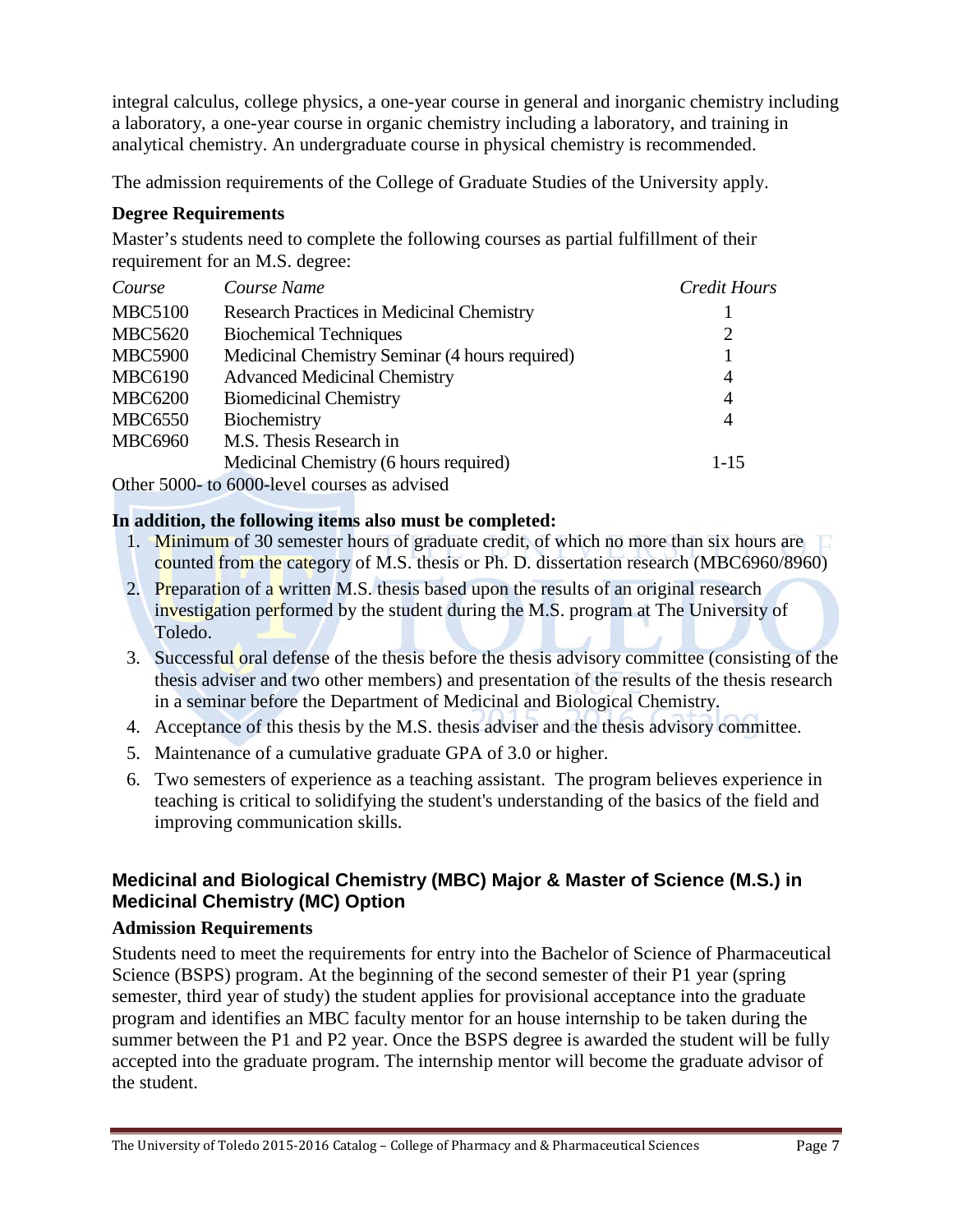integral calculus, college physics, a one-year course in general and inorganic chemistry including a laboratory, a one-year course in organic chemistry including a laboratory, and training in analytical chemistry. An undergraduate course in physical chemistry is recommended.

The admission requirements of the College of Graduate Studies of the University apply.

**Degree Requirements**

Master's students need to complete the following courses as partial fulfillment of their requirement for an M.S. degree:

| *Course* | *Course Name* | *Credit Hours* |
|---|---|---|
| MBC5100 | Research Practices in Medicinal Chemistry | 1 |
| MBC5620 | Biochemical Techniques | 2 |
| MBC5900 | Medicinal Chemistry Seminar (4 hours required) | 1 |
| MBC6190 | Advanced Medicinal Chemistry | 4 |
| MBC6200 | Biomedicinal Chemistry | 4 |
| MBC6550 | Biochemistry | 4 |
| MBC6960 | M.S. Thesis Research in Medicinal Chemistry (6 hours required) | 1-15 |

Other 5000- to 6000-level courses as advised

**In addition, the following items also must be completed:**

1. Minimum of 30 semester hours of graduate credit, of which no more than six hours are counted from the category of M.S. thesis or Ph. D. dissertation research (MBC6960/8960)
2. Preparation of a written M.S. thesis based upon the results of an original research investigation performed by the student during the M.S. program at The University of Toledo.
3. Successful oral defense of the thesis before the thesis advisory committee (consisting of the thesis adviser and two other members) and presentation of the results of the thesis research in a seminar before the Department of Medicinal and Biological Chemistry.
4. Acceptance of this thesis by the M.S. thesis adviser and the thesis advisory committee.
5. Maintenance of a cumulative graduate GPA of 3.0 or higher.
6. Two semesters of experience as a teaching assistant. The program believes experience in teaching is critical to solidifying the student's understanding of the basics of the field and improving communication skills.

## Medicinal and Biological Chemistry (MBC) Major & Master of Science (M.S.) in Medicinal Chemistry (MC) Option

**Admission Requirements**

Students need to meet the requirements for entry into the Bachelor of Science of Pharmaceutical Science (BSPS) program. At the beginning of the second semester of their P1 year (spring semester, third year of study) the student applies for provisional acceptance into the graduate program and identifies an MBC faculty mentor for an house internship to be taken during the summer between the P1 and P2 year. Once the BSPS degree is awarded the student will be fully accepted into the graduate program. The internship mentor will become the graduate advisor of the student.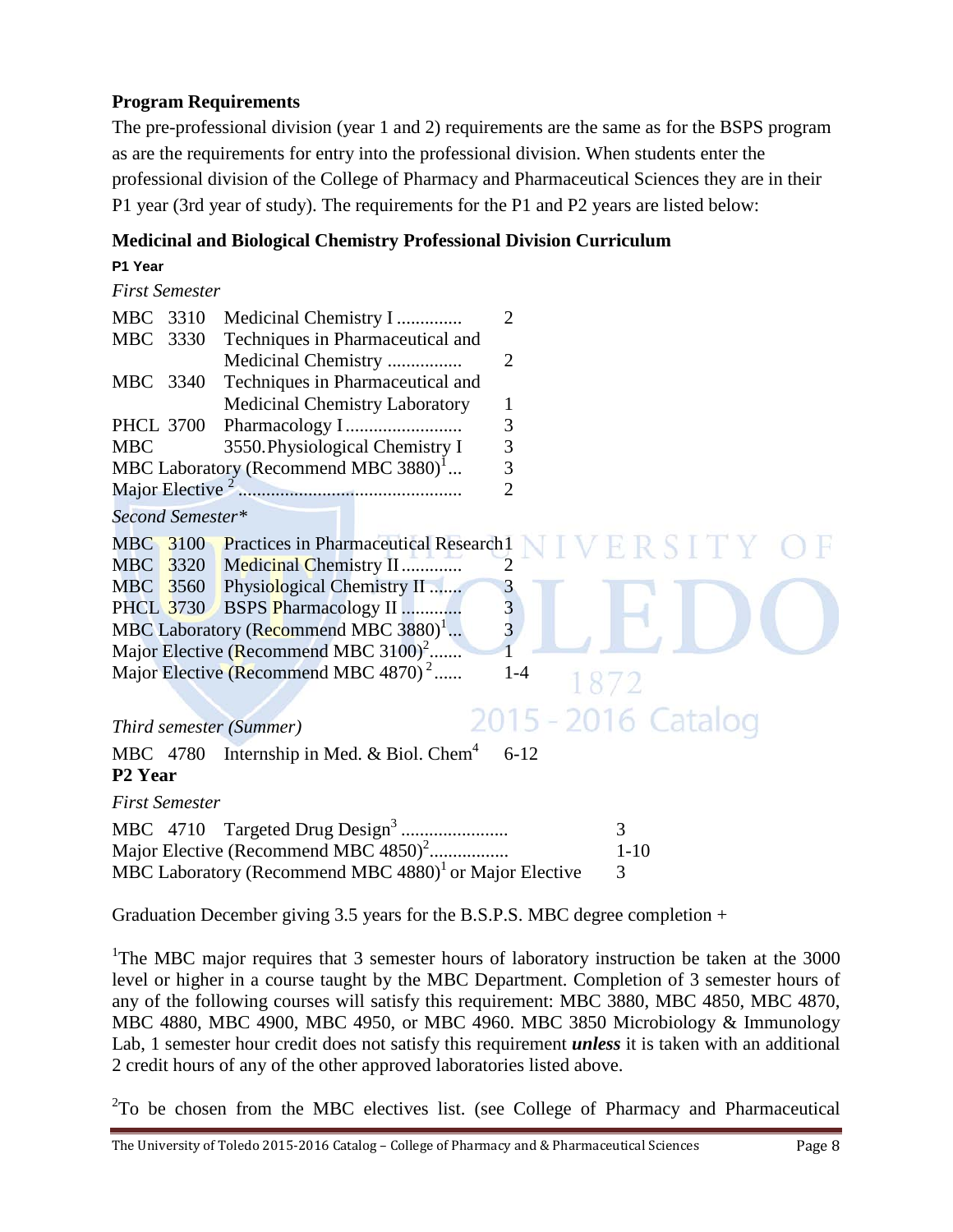## Program Requirements

The pre-professional division (year 1 and 2) requirements are the same as for the BSPS program as are the requirements for entry into the professional division. When students enter the professional division of the College of Pharmacy and Pharmaceutical Sciences they are in their P1 year (3rd year of study). The requirements for the P1 and P2 years are listed below:

### Medicinal and Biological Chemistry Professional Division Curriculum

**P1 Year**

*First Semester*

| | | | |
|---|---|---|---|
| MBC | 3310 | Medicinal Chemistry I ............. | 2 |
| MBC | 3330 | Techniques in Pharmaceutical and Medicinal Chemistry ................ | 2 |
| MBC | 3340 | Techniques in Pharmaceutical and Medicinal Chemistry Laboratory | 1 |
| PHCL | 3700 | Pharmacology I ......................... | 3 |
| MBC | | 3550.Physiological Chemistry I | 3 |
| MBC Laboratory (Recommend MBC 3880)[1]... | | | 3 |
| Major Elective [2] ................................................ | | | 2 |

*Second Semester**

| | | | |
|---|---|---|---|
| MBC | 3100 | Practices in Pharmaceutical Research | 1 |
| MBC | 3320 | Medicinal Chemistry II ............ | 2 |
| MBC | 3560 | Physiological Chemistry II ....... | 3 |
| PHCL | 3730 | BSPS Pharmacology II ............ | 3 |
| MBC Laboratory (Recommend MBC 3880)[1]... | | | 3 |
| Major Elective (Recommend MBC 3100)[2]....... | | | 1 |
| Major Elective (Recommend MBC 4870)[2]...... | | | 1-4 |

*Third semester (Summer)*

| | | | |
|---|---|---|---|
| MBC | 4780 | Internship in Med. & Biol. Chem[4] | 6-12 |

**P2 Year**

*First Semester*

| | | | |
|---|---|---|---|
| MBC | 4710 | Targeted Drug Design[3] ....................... | 3 |
| Major Elective (Recommend MBC 4850)[2]................. | | | 1-10 |
| MBC Laboratory (Recommend MBC 4880)[1] or Major Elective | | | 3 |

Graduation December giving 3.5 years for the B.S.P.S. MBC degree completion +

[1]The MBC major requires that 3 semester hours of laboratory instruction be taken at the 3000 level or higher in a course taught by the MBC Department. Completion of 3 semester hours of any of the following courses will satisfy this requirement: MBC 3880, MBC 4850, MBC 4870, MBC 4880, MBC 4900, MBC 4950, or MBC 4960. MBC 3850 Microbiology & Immunology Lab, 1 semester hour credit does not satisfy this requirement ***unless*** it is taken with an additional 2 credit hours of any of the other approved laboratories listed above.

[2]To be chosen from the MBC electives list. (see College of Pharmacy and Pharmaceutical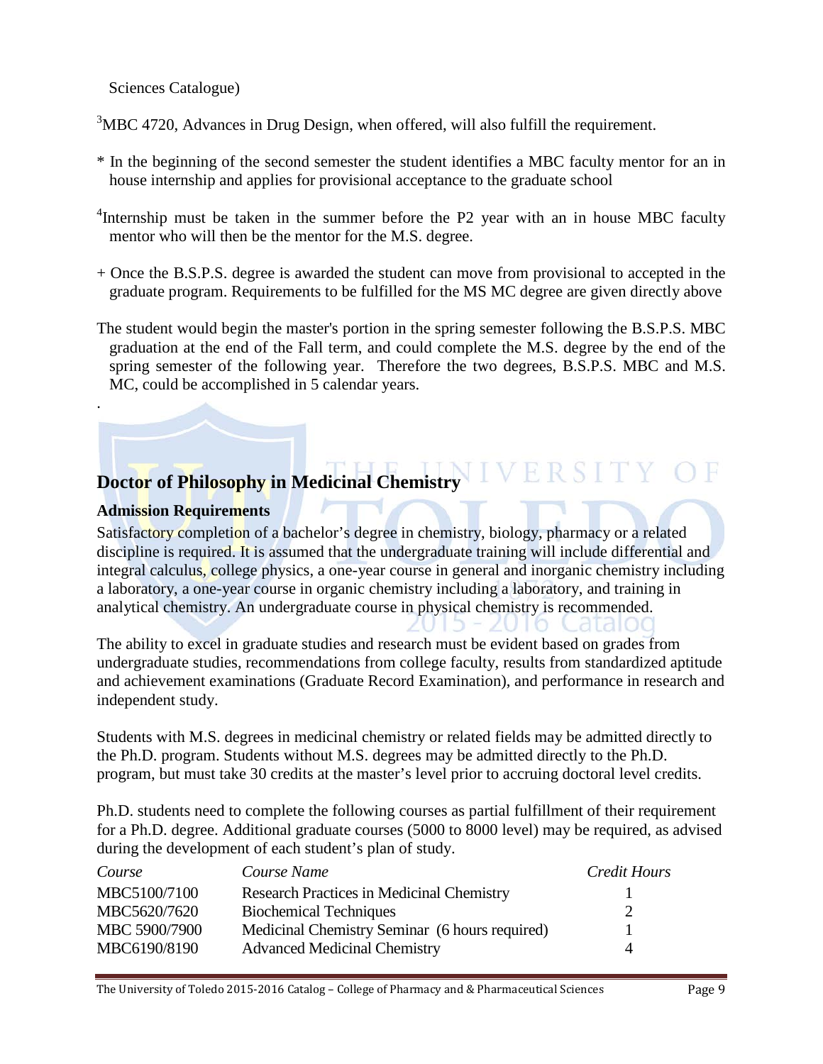Sciences Catalogue)

[3]MBC 4720, Advances in Drug Design, when offered, will also fulfill the requirement.

* In the beginning of the second semester the student identifies a MBC faculty mentor for an in house internship and applies for provisional acceptance to the graduate school

[4]Internship must be taken in the summer before the P2 year with an in house MBC faculty mentor who will then be the mentor for the M.S. degree.

+ Once the B.S.P.S. degree is awarded the student can move from provisional to accepted in the graduate program. Requirements to be fulfilled for the MS MC degree are given directly above

The student would begin the master's portion in the spring semester following the B.S.P.S. MBC graduation at the end of the Fall term, and could complete the M.S. degree by the end of the spring semester of the following year. Therefore the two degrees, B.S.P.S. MBC and M.S. MC, could be accomplished in 5 calendar years.

.

## Doctor of Philosophy in Medicinal Chemistry

### Admission Requirements

Satisfactory completion of a bachelor's degree in chemistry, biology, pharmacy or a related discipline is required. It is assumed that the undergraduate training will include differential and integral calculus, college physics, a one-year course in general and inorganic chemistry including a laboratory, a one-year course in organic chemistry including a laboratory, and training in analytical chemistry. An undergraduate course in physical chemistry is recommended.

The ability to excel in graduate studies and research must be evident based on grades from undergraduate studies, recommendations from college faculty, results from standardized aptitude and achievement examinations (Graduate Record Examination), and performance in research and independent study.

Students with M.S. degrees in medicinal chemistry or related fields may be admitted directly to the Ph.D. program. Students without M.S. degrees may be admitted directly to the Ph.D. program, but must take 30 credits at the master's level prior to accruing doctoral level credits.

Ph.D. students need to complete the following courses as partial fulfillment of their requirement for a Ph.D. degree. Additional graduate courses (5000 to 8000 level) may be required, as advised during the development of each student's plan of study.

| *Course* | *Course Name* | *Credit Hours* |
|---|---|---|
| MBC5100/7100 | Research Practices in Medicinal Chemistry | 1 |
| MBC5620/7620 | Biochemical Techniques | 2 |
| MBC 5900/7900 | Medicinal Chemistry Seminar (6 hours required) | 1 |
| MBC6190/8190 | Advanced Medicinal Chemistry | 4 |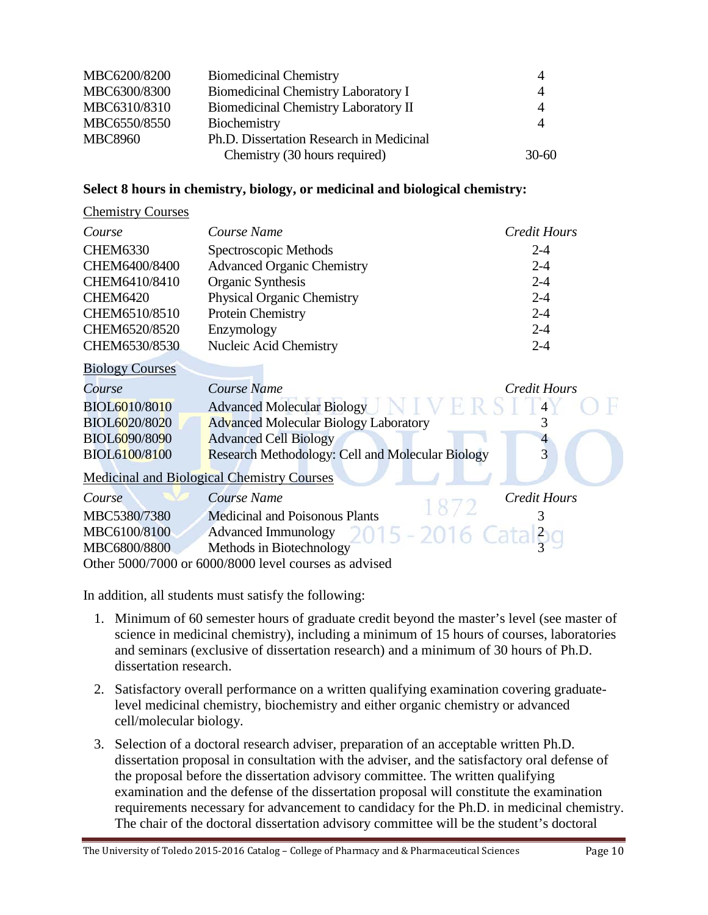| | | |
|---|---|---|
| MBC6200/8200 | Biomedicinal Chemistry | 4 |
| MBC6300/8300 | Biomedicinal Chemistry Laboratory I | 4 |
| MBC6310/8310 | Biomedicinal Chemistry Laboratory II | 4 |
| MBC6550/8550 | Biochemistry | 4 |
| MBC8960 | Ph.D. Dissertation Research in Medicinal Chemistry (30 hours required) | 30-60 |

**Select 8 hours in chemistry, biology, or medicinal and biological chemistry:**

Chemistry Courses

| *Course* | *Course Name* | *Credit Hours* |
|---|---|---|
| CHEM6330 | Spectroscopic Methods | 2-4 |
| CHEM6400/8400 | Advanced Organic Chemistry | 2-4 |
| CHEM6410/8410 | Organic Synthesis | 2-4 |
| CHEM6420 | Physical Organic Chemistry | 2-4 |
| CHEM6510/8510 | Protein Chemistry | 2-4 |
| CHEM6520/8520 | Enzymology | 2-4 |
| CHEM6530/8530 | Nucleic Acid Chemistry | 2-4 |

Biology Courses

| *Course* | *Course Name* | *Credit Hours* |
|---|---|---|
| BIOL6010/8010 | Advanced Molecular Biology | 4 |
| BIOL6020/8020 | Advanced Molecular Biology Laboratory | 3 |
| BIOL6090/8090 | Advanced Cell Biology | 4 |
| BIOL6100/8100 | Research Methodology: Cell and Molecular Biology | 3 |

Medicinal and Biological Chemistry Courses

| *Course* | *Course Name* | *Credit Hours* |
|---|---|---|
| MBC5380/7380 | Medicinal and Poisonous Plants | 3 |
| MBC6100/8100 | Advanced Immunology | 2 |
| MBC6800/8800 | Methods in Biotechnology | 3 |

Other 5000/7000 or 6000/8000 level courses as advised

In addition, all students must satisfy the following:

1. Minimum of 60 semester hours of graduate credit beyond the master's level (see master of science in medicinal chemistry), including a minimum of 15 hours of courses, laboratories and seminars (exclusive of dissertation research) and a minimum of 30 hours of Ph.D. dissertation research.
2. Satisfactory overall performance on a written qualifying examination covering graduate-level medicinal chemistry, biochemistry and either organic chemistry or advanced cell/molecular biology.
3. Selection of a doctoral research adviser, preparation of an acceptable written Ph.D. dissertation proposal in consultation with the adviser, and the satisfactory oral defense of the proposal before the dissertation advisory committee. The written qualifying examination and the defense of the dissertation proposal will constitute the examination requirements necessary for advancement to candidacy for the Ph.D. in medicinal chemistry. The chair of the doctoral dissertation advisory committee will be the student's doctoral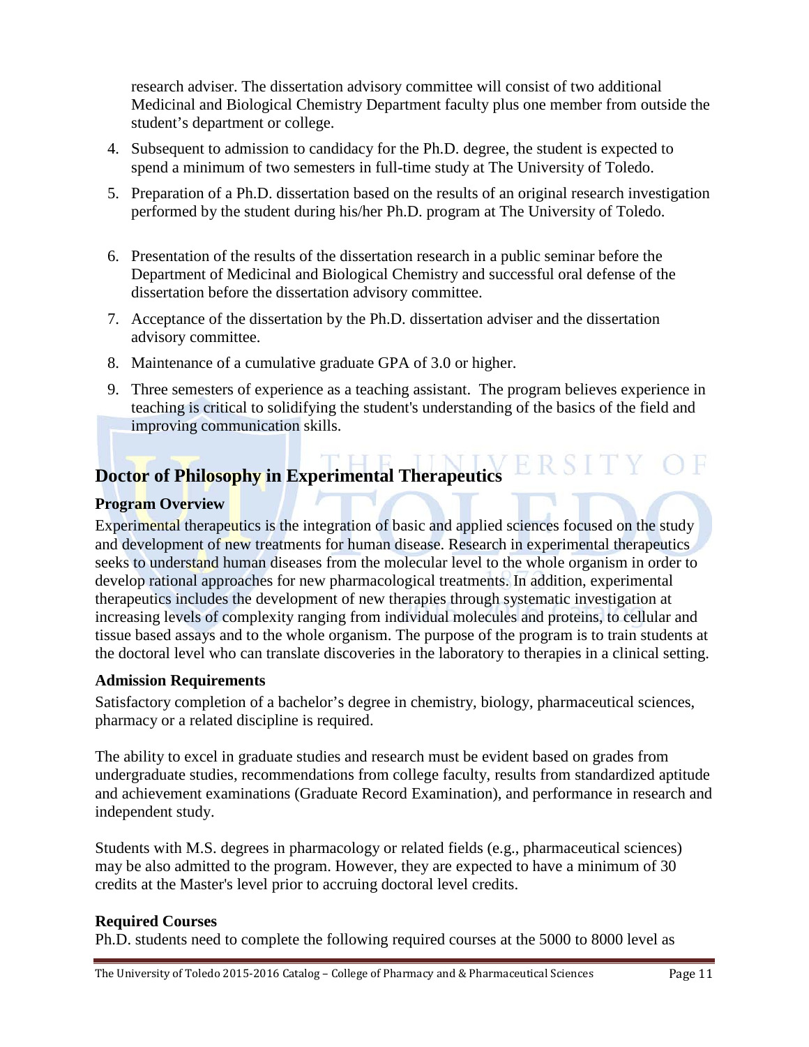research adviser. The dissertation advisory committee will consist of two additional Medicinal and Biological Chemistry Department faculty plus one member from outside the student's department or college.

4. Subsequent to admission to candidacy for the Ph.D. degree, the student is expected to spend a minimum of two semesters in full-time study at The University of Toledo.
5. Preparation of a Ph.D. dissertation based on the results of an original research investigation performed by the student during his/her Ph.D. program at The University of Toledo.
6. Presentation of the results of the dissertation research in a public seminar before the Department of Medicinal and Biological Chemistry and successful oral defense of the dissertation before the dissertation advisory committee.
7. Acceptance of the dissertation by the Ph.D. dissertation adviser and the dissertation advisory committee.
8. Maintenance of a cumulative graduate GPA of 3.0 or higher.
9. Three semesters of experience as a teaching assistant. The program believes experience in teaching is critical to solidifying the student's understanding of the basics of the field and improving communication skills.

## Doctor of Philosophy in Experimental Therapeutics

### Program Overview

Experimental therapeutics is the integration of basic and applied sciences focused on the study and development of new treatments for human disease. Research in experimental therapeutics seeks to understand human diseases from the molecular level to the whole organism in order to develop rational approaches for new pharmacological treatments. In addition, experimental therapeutics includes the development of new therapies through systematic investigation at increasing levels of complexity ranging from individual molecules and proteins, to cellular and tissue based assays and to the whole organism. The purpose of the program is to train students at the doctoral level who can translate discoveries in the laboratory to therapies in a clinical setting.

### Admission Requirements

Satisfactory completion of a bachelor's degree in chemistry, biology, pharmaceutical sciences, pharmacy or a related discipline is required.

The ability to excel in graduate studies and research must be evident based on grades from undergraduate studies, recommendations from college faculty, results from standardized aptitude and achievement examinations (Graduate Record Examination), and performance in research and independent study.

Students with M.S. degrees in pharmacology or related fields (e.g., pharmaceutical sciences) may be also admitted to the program. However, they are expected to have a minimum of 30 credits at the Master's level prior to accruing doctoral level credits.

### Required Courses

Ph.D. students need to complete the following required courses at the 5000 to 8000 level as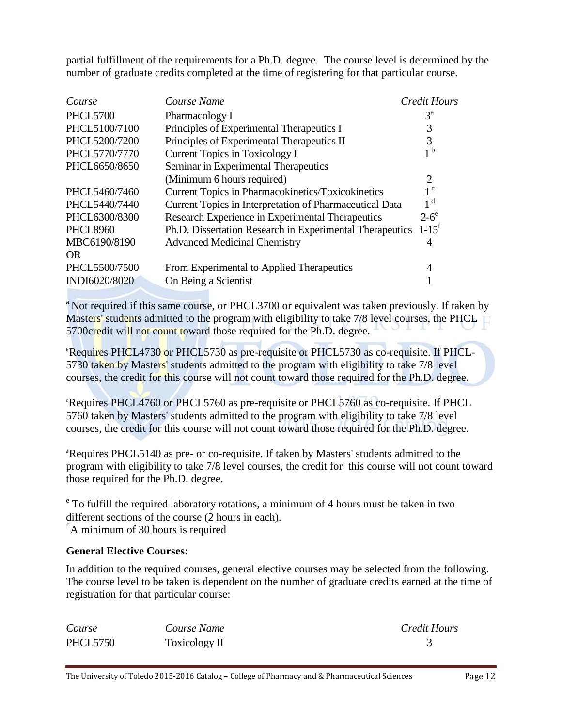partial fulfillment of the requirements for a Ph.D. degree. The course level is determined by the number of graduate credits completed at the time of registering for that particular course.

| *Course* | *Course Name* | *Credit Hours* |
|---|---|---|
| PHCL5700 | Pharmacology I | 3[a] |
| PHCL5100/7100 | Principles of Experimental Therapeutics I | 3 |
| PHCL5200/7200 | Principles of Experimental Therapeutics II | 3 |
| PHCL5770/7770 | Current Topics in Toxicology I | 1[b] |
| PHCL6650/8650 | Seminar in Experimental Therapeutics (Minimum 6 hours required) | 2 |
| PHCL5460/7460 | Current Topics in Pharmacokinetics/Toxicokinetics | 1[c] |
| PHCL5440/7440 | Current Topics in Interpretation of Pharmaceutical Data | 1[d] |
| PHCL6300/8300 | Research Experience in Experimental Therapeutics | 2-6[e] |
| PHCL8960 | Ph.D. Dissertation Research in Experimental Therapeutics | 1-15[f] |
| MBC6190/8190 | Advanced Medicinal Chemistry | 4 |
| OR | | |
| PHCL5500/7500 | From Experimental to Applied Therapeutics | 4 |
| INDI6020/8020 | On Being a Scientist | 1 |

[a] Not required if this same course, or PHCL3700 or equivalent was taken previously. If taken by Masters' students admitted to the program with eligibility to take 7/8 level courses, the PHCL 5700credit will not count toward those required for the Ph.D. degree.

[b] Requires PHCL4730 or PHCL5730 as pre-requisite or PHCL5730 as co-requisite. If PHCL-5730 taken by Masters' students admitted to the program with eligibility to take 7/8 level courses, the credit for this course will not count toward those required for the Ph.D. degree.

[c] Requires PHCL4760 or PHCL5760 as pre-requisite or PHCL5760 as co-requisite. If PHCL 5760 taken by Masters' students admitted to the program with eligibility to take 7/8 level courses, the credit for this course will not count toward those required for the Ph.D. degree.

[d] Requires PHCL5140 as pre- or co-requisite. If taken by Masters' students admitted to the program with eligibility to take 7/8 level courses, the credit for this course will not count toward those required for the Ph.D. degree.

[e] To fulfill the required laboratory rotations, a minimum of 4 hours must be taken in two different sections of the course (2 hours in each).

[f] A minimum of 30 hours is required

**General Elective Courses:**

In addition to the required courses, general elective courses may be selected from the following. The course level to be taken is dependent on the number of graduate credits earned at the time of registration for that particular course:

| *Course* | *Course Name* | *Credit Hours* |
|---|---|---|
| PHCL5750 | Toxicology II | 3 |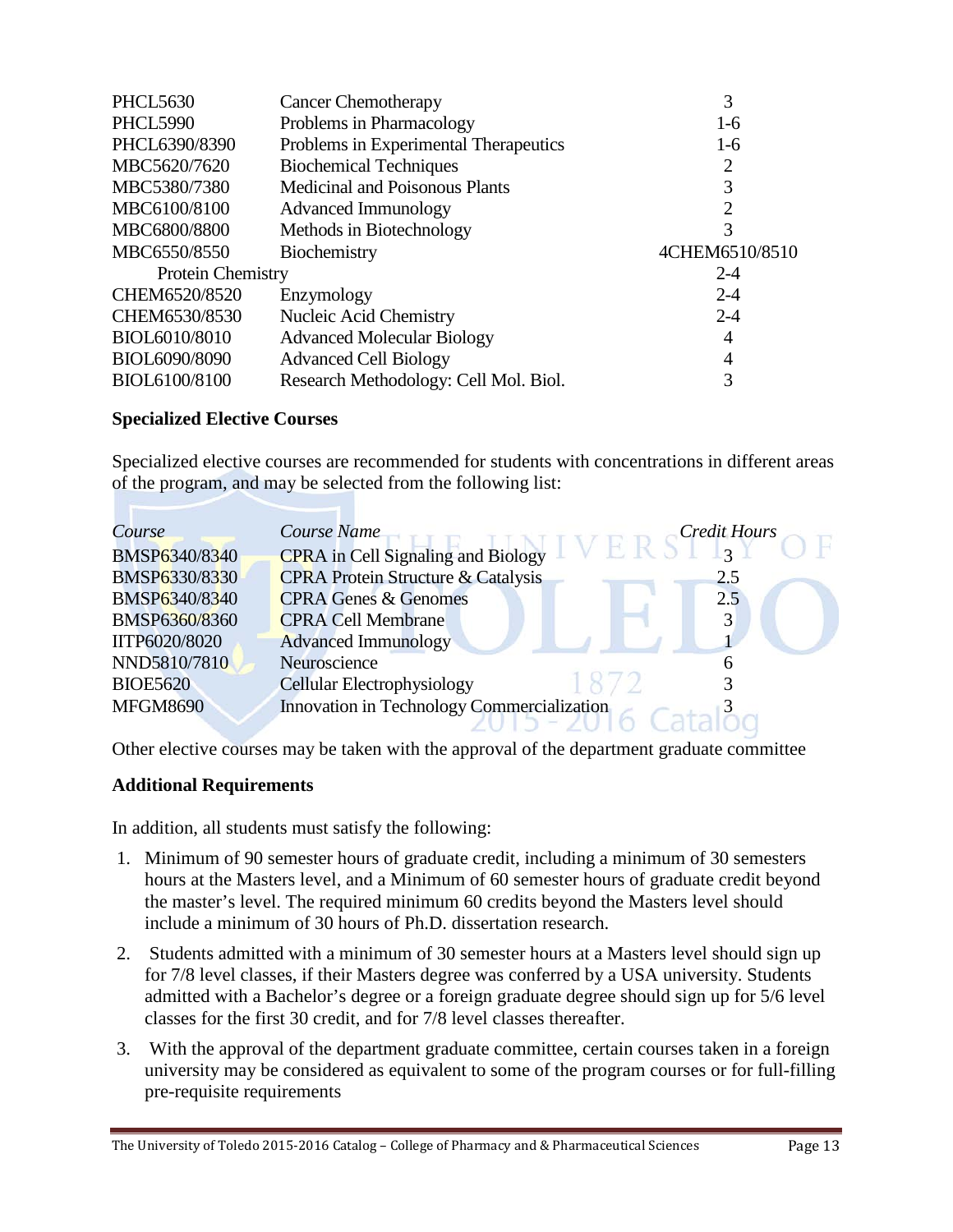| | | |
|---|---|---|
| PHCL5630 | Cancer Chemotherapy | 3 |
| PHCL5990 | Problems in Pharmacology | 1-6 |
| PHCL6390/8390 | Problems in Experimental Therapeutics | 1-6 |
| MBC5620/7620 | Biochemical Techniques | 2 |
| MBC5380/7380 | Medicinal and Poisonous Plants | 3 |
| MBC6100/8100 | Advanced Immunology | 2 |
| MBC6800/8800 | Methods in Biotechnology | 3 |
| MBC6550/8550 | Biochemistry | 4CHEM6510/8510 |
| Protein Chemistry | | 2-4 |
| CHEM6520/8520 | Enzymology | 2-4 |
| CHEM6530/8530 | Nucleic Acid Chemistry | 2-4 |
| BIOL6010/8010 | Advanced Molecular Biology | 4 |
| BIOL6090/8090 | Advanced Cell Biology | 4 |
| BIOL6100/8100 | Research Methodology: Cell Mol. Biol. | 3 |

**Specialized Elective Courses**

Specialized elective courses are recommended for students with concentrations in different areas of the program, and may be selected from the following list:

| *Course* | *Course Name* | *Credit Hours* |
|---|---|---|
| BMSP6340/8340 | CPRA in Cell Signaling and Biology | 3 |
| BMSP6330/8330 | CPRA Protein Structure & Catalysis | 2.5 |
| BMSP6340/8340 | CPRA Genes & Genomes | 2.5 |
| BMSP6360/8360 | CPRA Cell Membrane | 3 |
| IITP6020/8020 | Advanced Immunology | 1 |
| NND5810/7810 | Neuroscience | 6 |
| BIOE5620 | Cellular Electrophysiology | 3 |
| MFGM8690 | Innovation in Technology Commercialization | 3 |

Other elective courses may be taken with the approval of the department graduate committee

**Additional Requirements**

In addition, all students must satisfy the following:

1. Minimum of 90 semester hours of graduate credit, including a minimum of 30 semesters hours at the Masters level, and a Minimum of 60 semester hours of graduate credit beyond the master's level. The required minimum 60 credits beyond the Masters level should include a minimum of 30 hours of Ph.D. dissertation research.
2. Students admitted with a minimum of 30 semester hours at a Masters level should sign up for 7/8 level classes, if their Masters degree was conferred by a USA university. Students admitted with a Bachelor's degree or a foreign graduate degree should sign up for 5/6 level classes for the first 30 credit, and for 7/8 level classes thereafter.
3. With the approval of the department graduate committee, certain courses taken in a foreign university may be considered as equivalent to some of the program courses or for full-filling pre-requisite requirements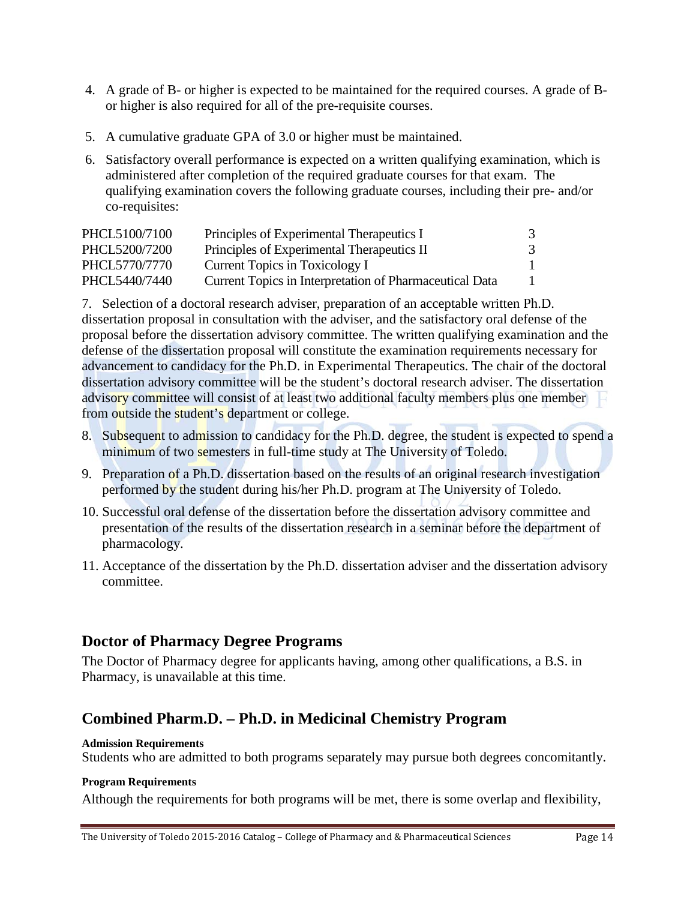4. A grade of B- or higher is expected to be maintained for the required courses. A grade of B- or higher is also required for all of the pre-requisite courses.

5. A cumulative graduate GPA of 3.0 or higher must be maintained.

6. Satisfactory overall performance is expected on a written qualifying examination, which is administered after completion of the required graduate courses for that exam. The qualifying examination covers the following graduate courses, including their pre- and/or co-requisites:

| | | |
|---|---|---|
| PHCL5100/7100 | Principles of Experimental Therapeutics I | 3 |
| PHCL5200/7200 | Principles of Experimental Therapeutics II | 3 |
| PHCL5770/7770 | Current Topics in Toxicology I | 1 |
| PHCL5440/7440 | Current Topics in Interpretation of Pharmaceutical Data | 1 |

7. Selection of a doctoral research adviser, preparation of an acceptable written Ph.D. dissertation proposal in consultation with the adviser, and the satisfactory oral defense of the proposal before the dissertation advisory committee. The written qualifying examination and the defense of the dissertation proposal will constitute the examination requirements necessary for advancement to candidacy for the Ph.D. in Experimental Therapeutics. The chair of the doctoral dissertation advisory committee will be the student's doctoral research adviser. The dissertation advisory committee will consist of at least two additional faculty members plus one member from outside the student's department or college.

8. Subsequent to admission to candidacy for the Ph.D. degree, the student is expected to spend a minimum of two semesters in full-time study at The University of Toledo.

9. Preparation of a Ph.D. dissertation based on the results of an original research investigation performed by the student during his/her Ph.D. program at The University of Toledo.

10. Successful oral defense of the dissertation before the dissertation advisory committee and presentation of the results of the dissertation research in a seminar before the department of pharmacology.

11. Acceptance of the dissertation by the Ph.D. dissertation adviser and the dissertation advisory committee.

## Doctor of Pharmacy Degree Programs

The Doctor of Pharmacy degree for applicants having, among other qualifications, a B.S. in Pharmacy, is unavailable at this time.

## Combined Pharm.D. – Ph.D. in Medicinal Chemistry Program

**Admission Requirements**

Students who are admitted to both programs separately may pursue both degrees concomitantly.

**Program Requirements**

Although the requirements for both programs will be met, there is some overlap and flexibility,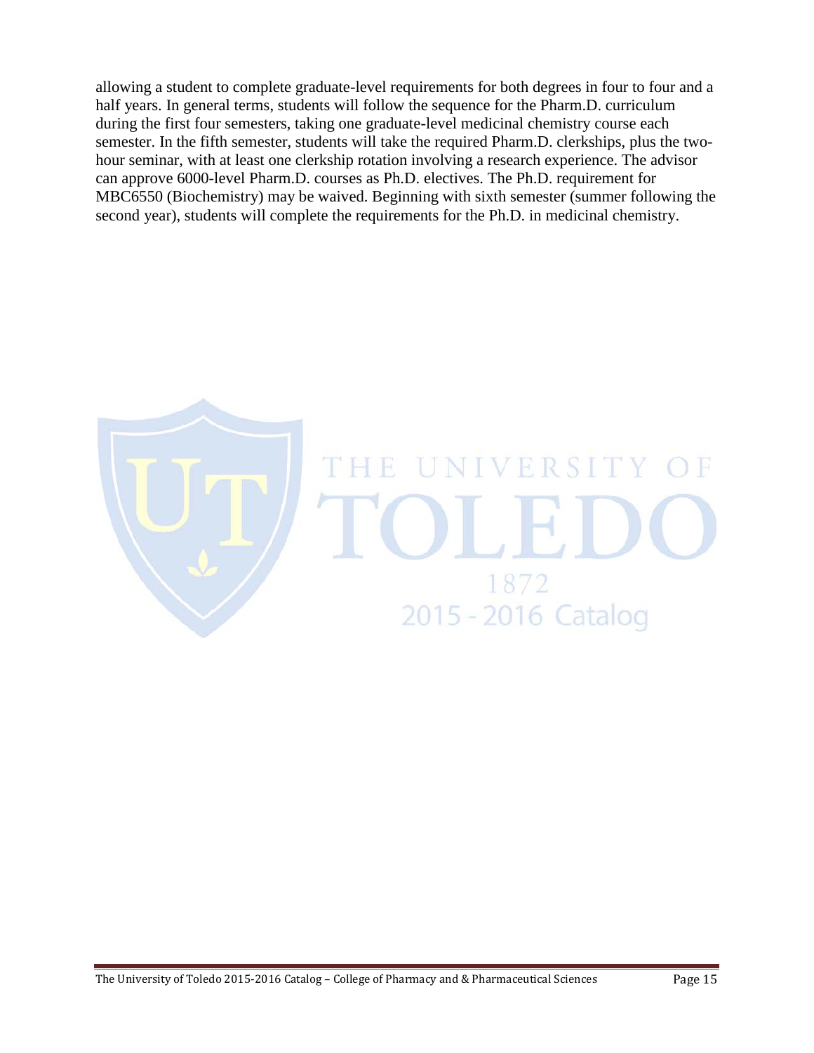allowing a student to complete graduate-level requirements for both degrees in four to four and a half years. In general terms, students will follow the sequence for the Pharm.D. curriculum during the first four semesters, taking one graduate-level medicinal chemistry course each semester. In the fifth semester, students will take the required Pharm.D. clerkships, plus the two-hour seminar, with at least one clerkship rotation involving a research experience. The advisor can approve 6000-level Pharm.D. courses as Ph.D. electives. The Ph.D. requirement for MBC6550 (Biochemistry) may be waived. Beginning with sixth semester (summer following the second year), students will complete the requirements for the Ph.D. in medicinal chemistry.